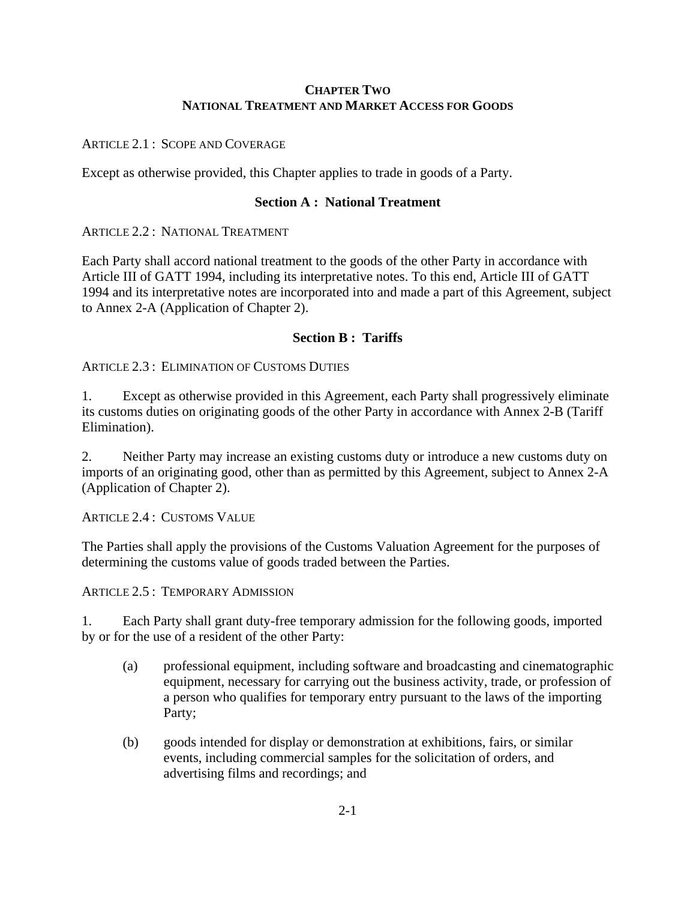# CHAPTER TWO
# NATIONAL TREATMENT AND MARKET ACCESS FOR GOODS

ARTICLE 2.1 : SCOPE AND COVERAGE

Except as otherwise provided, this Chapter applies to trade in goods of a Party.

## Section A : National Treatment

ARTICLE 2.2 : NATIONAL TREATMENT

Each Party shall accord national treatment to the goods of the other Party in accordance with Article III of GATT 1994, including its interpretative notes. To this end, Article III of GATT 1994 and its interpretative notes are incorporated into and made a part of this Agreement, subject to Annex 2-A (Application of Chapter 2).

## Section B : Tariffs

ARTICLE 2.3 : ELIMINATION OF CUSTOMS DUTIES

1. Except as otherwise provided in this Agreement, each Party shall progressively eliminate its customs duties on originating goods of the other Party in accordance with Annex 2-B (Tariff Elimination).

2. Neither Party may increase an existing customs duty or introduce a new customs duty on imports of an originating good, other than as permitted by this Agreement, subject to Annex 2-A (Application of Chapter 2).

ARTICLE 2.4 : CUSTOMS VALUE

The Parties shall apply the provisions of the Customs Valuation Agreement for the purposes of determining the customs value of goods traded between the Parties.

ARTICLE 2.5 : TEMPORARY ADMISSION

1. Each Party shall grant duty-free temporary admission for the following goods, imported by or for the use of a resident of the other Party:

(a) professional equipment, including software and broadcasting and cinematographic equipment, necessary for carrying out the business activity, trade, or profession of a person who qualifies for temporary entry pursuant to the laws of the importing Party;

(b) goods intended for display or demonstration at exhibitions, fairs, or similar events, including commercial samples for the solicitation of orders, and advertising films and recordings; and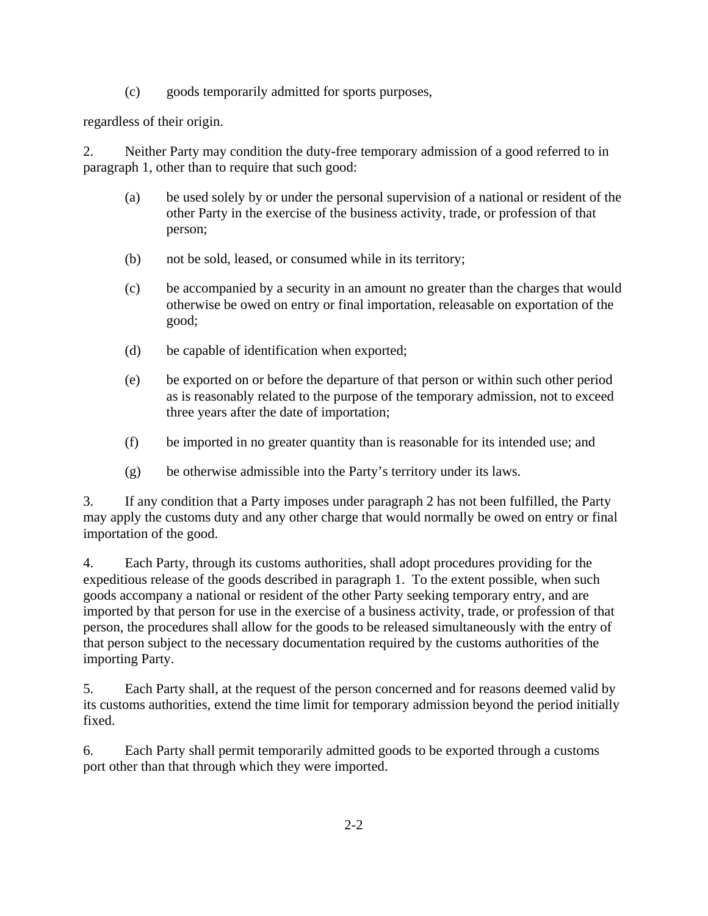(c) goods temporarily admitted for sports purposes,

regardless of their origin.

2. Neither Party may condition the duty-free temporary admission of a good referred to in paragraph 1, other than to require that such good:

(a) be used solely by or under the personal supervision of a national or resident of the other Party in the exercise of the business activity, trade, or profession of that person;

(b) not be sold, leased, or consumed while in its territory;

(c) be accompanied by a security in an amount no greater than the charges that would otherwise be owed on entry or final importation, releasable on exportation of the good;

(d) be capable of identification when exported;

(e) be exported on or before the departure of that person or within such other period as is reasonably related to the purpose of the temporary admission, not to exceed three years after the date of importation;

(f) be imported in no greater quantity than is reasonable for its intended use; and

(g) be otherwise admissible into the Party's territory under its laws.

3. If any condition that a Party imposes under paragraph 2 has not been fulfilled, the Party may apply the customs duty and any other charge that would normally be owed on entry or final importation of the good.

4. Each Party, through its customs authorities, shall adopt procedures providing for the expeditious release of the goods described in paragraph 1. To the extent possible, when such goods accompany a national or resident of the other Party seeking temporary entry, and are imported by that person for use in the exercise of a business activity, trade, or profession of that person, the procedures shall allow for the goods to be released simultaneously with the entry of that person subject to the necessary documentation required by the customs authorities of the importing Party.

5. Each Party shall, at the request of the person concerned and for reasons deemed valid by its customs authorities, extend the time limit for temporary admission beyond the period initially fixed.

6. Each Party shall permit temporarily admitted goods to be exported through a customs port other than that through which they were imported.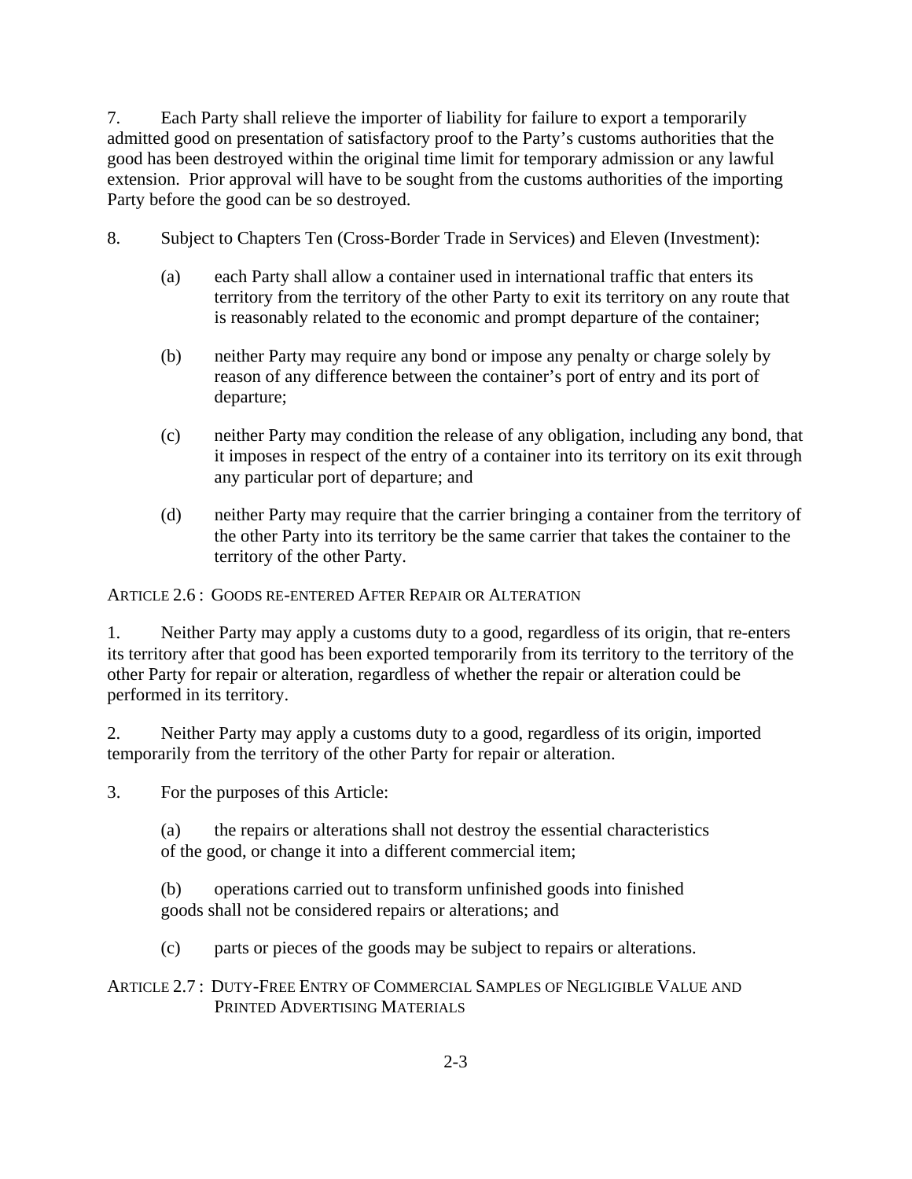7. Each Party shall relieve the importer of liability for failure to export a temporarily admitted good on presentation of satisfactory proof to the Party's customs authorities that the good has been destroyed within the original time limit for temporary admission or any lawful extension. Prior approval will have to be sought from the customs authorities of the importing Party before the good can be so destroyed.

8. Subject to Chapters Ten (Cross-Border Trade in Services) and Eleven (Investment):

(a) each Party shall allow a container used in international traffic that enters its territory from the territory of the other Party to exit its territory on any route that is reasonably related to the economic and prompt departure of the container;

(b) neither Party may require any bond or impose any penalty or charge solely by reason of any difference between the container's port of entry and its port of departure;

(c) neither Party may condition the release of any obligation, including any bond, that it imposes in respect of the entry of a container into its territory on its exit through any particular port of departure; and

(d) neither Party may require that the carrier bringing a container from the territory of the other Party into its territory be the same carrier that takes the container to the territory of the other Party.

### Article 2.6 : Goods re-entered After Repair or Alteration

1. Neither Party may apply a customs duty to a good, regardless of its origin, that re-enters its territory after that good has been exported temporarily from its territory to the territory of the other Party for repair or alteration, regardless of whether the repair or alteration could be performed in its territory.

2. Neither Party may apply a customs duty to a good, regardless of its origin, imported temporarily from the territory of the other Party for repair or alteration.

3. For the purposes of this Article:

(a) the repairs or alterations shall not destroy the essential characteristics of the good, or change it into a different commercial item;

(b) operations carried out to transform unfinished goods into finished goods shall not be considered repairs or alterations; and

(c) parts or pieces of the goods may be subject to repairs or alterations.

### Article 2.7 : Duty-Free Entry of Commercial Samples of Negligible Value and Printed Advertising Materials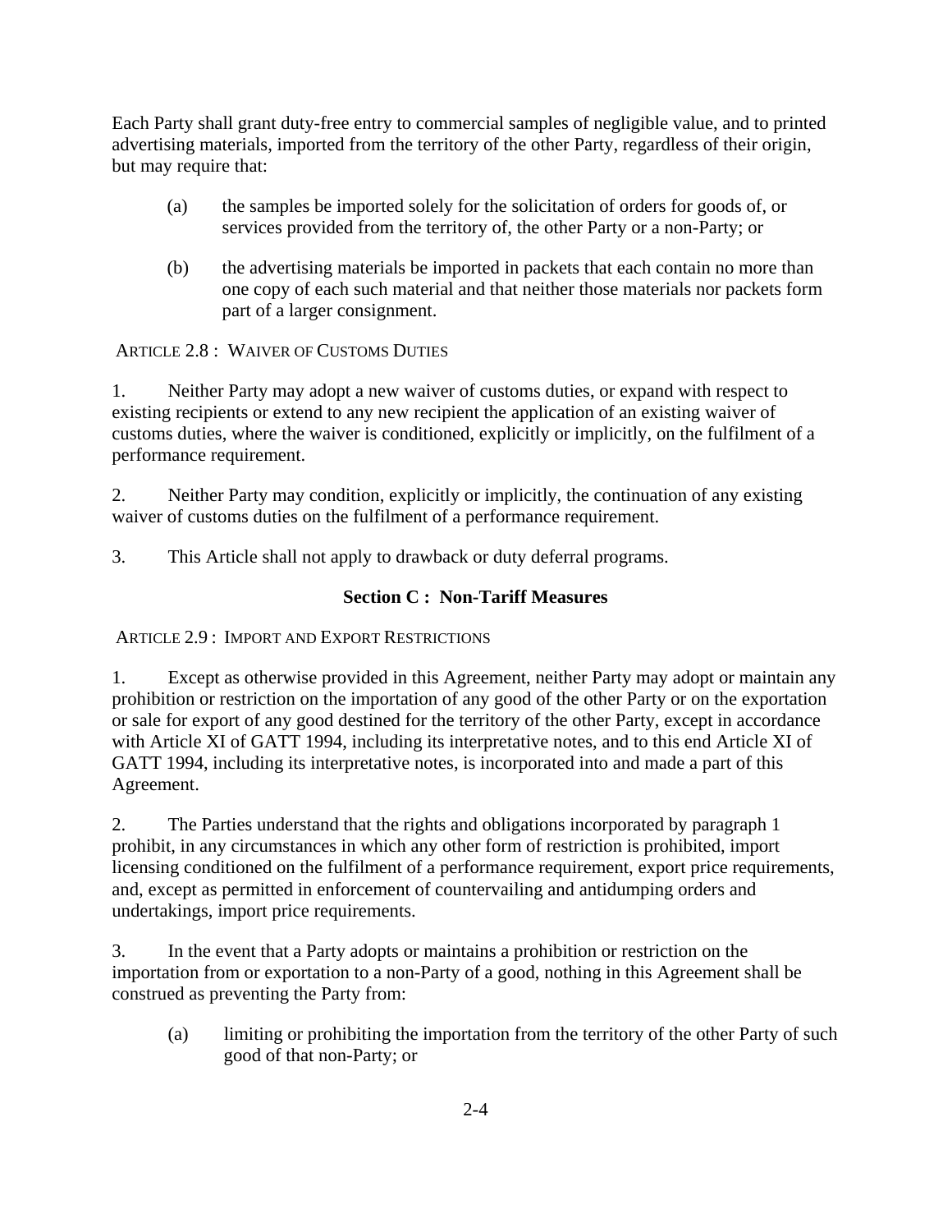Each Party shall grant duty-free entry to commercial samples of negligible value, and to printed advertising materials, imported from the territory of the other Party, regardless of their origin, but may require that:

(a) the samples be imported solely for the solicitation of orders for goods of, or services provided from the territory of, the other Party or a non-Party; or

(b) the advertising materials be imported in packets that each contain no more than one copy of each such material and that neither those materials nor packets form part of a larger consignment.

ARTICLE 2.8 : WAIVER OF CUSTOMS DUTIES

1. Neither Party may adopt a new waiver of customs duties, or expand with respect to existing recipients or extend to any new recipient the application of an existing waiver of customs duties, where the waiver is conditioned, explicitly or implicitly, on the fulfilment of a performance requirement.

2. Neither Party may condition, explicitly or implicitly, the continuation of any existing waiver of customs duties on the fulfilment of a performance requirement.

3. This Article shall not apply to drawback or duty deferral programs.

## Section C : Non-Tariff Measures

ARTICLE 2.9 : IMPORT AND EXPORT RESTRICTIONS

1. Except as otherwise provided in this Agreement, neither Party may adopt or maintain any prohibition or restriction on the importation of any good of the other Party or on the exportation or sale for export of any good destined for the territory of the other Party, except in accordance with Article XI of GATT 1994, including its interpretative notes, and to this end Article XI of GATT 1994, including its interpretative notes, is incorporated into and made a part of this Agreement.

2. The Parties understand that the rights and obligations incorporated by paragraph 1 prohibit, in any circumstances in which any other form of restriction is prohibited, import licensing conditioned on the fulfilment of a performance requirement, export price requirements, and, except as permitted in enforcement of countervailing and antidumping orders and undertakings, import price requirements.

3. In the event that a Party adopts or maintains a prohibition or restriction on the importation from or exportation to a non-Party of a good, nothing in this Agreement shall be construed as preventing the Party from:

(a) limiting or prohibiting the importation from the territory of the other Party of such good of that non-Party; or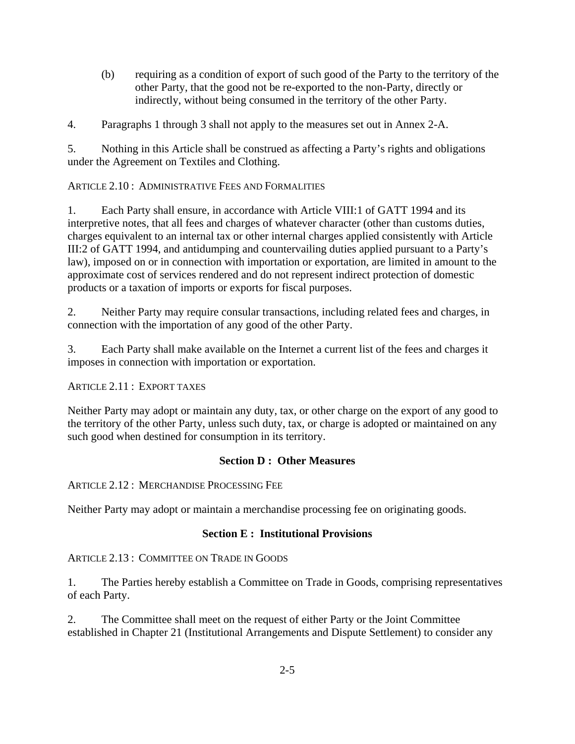(b) requiring as a condition of export of such good of the Party to the territory of the other Party, that the good not be re-exported to the non-Party, directly or indirectly, without being consumed in the territory of the other Party.

4. Paragraphs 1 through 3 shall not apply to the measures set out in Annex 2-A.

5. Nothing in this Article shall be construed as affecting a Party's rights and obligations under the Agreement on Textiles and Clothing.

ARTICLE 2.10 : ADMINISTRATIVE FEES AND FORMALITIES

1. Each Party shall ensure, in accordance with Article VIII:1 of GATT 1994 and its interpretive notes, that all fees and charges of whatever character (other than customs duties, charges equivalent to an internal tax or other internal charges applied consistently with Article III:2 of GATT 1994, and antidumping and countervailing duties applied pursuant to a Party's law), imposed on or in connection with importation or exportation, are limited in amount to the approximate cost of services rendered and do not represent indirect protection of domestic products or a taxation of imports or exports for fiscal purposes.

2. Neither Party may require consular transactions, including related fees and charges, in connection with the importation of any good of the other Party.

3. Each Party shall make available on the Internet a current list of the fees and charges it imposes in connection with importation or exportation.

ARTICLE 2.11 : EXPORT TAXES

Neither Party may adopt or maintain any duty, tax, or other charge on the export of any good to the territory of the other Party, unless such duty, tax, or charge is adopted or maintained on any such good when destined for consumption in its territory.

## Section D : Other Measures

ARTICLE 2.12 : MERCHANDISE PROCESSING FEE

Neither Party may adopt or maintain a merchandise processing fee on originating goods.

## Section E : Institutional Provisions

ARTICLE 2.13 : COMMITTEE ON TRADE IN GOODS

1. The Parties hereby establish a Committee on Trade in Goods, comprising representatives of each Party.

2. The Committee shall meet on the request of either Party or the Joint Committee established in Chapter 21 (Institutional Arrangements and Dispute Settlement) to consider any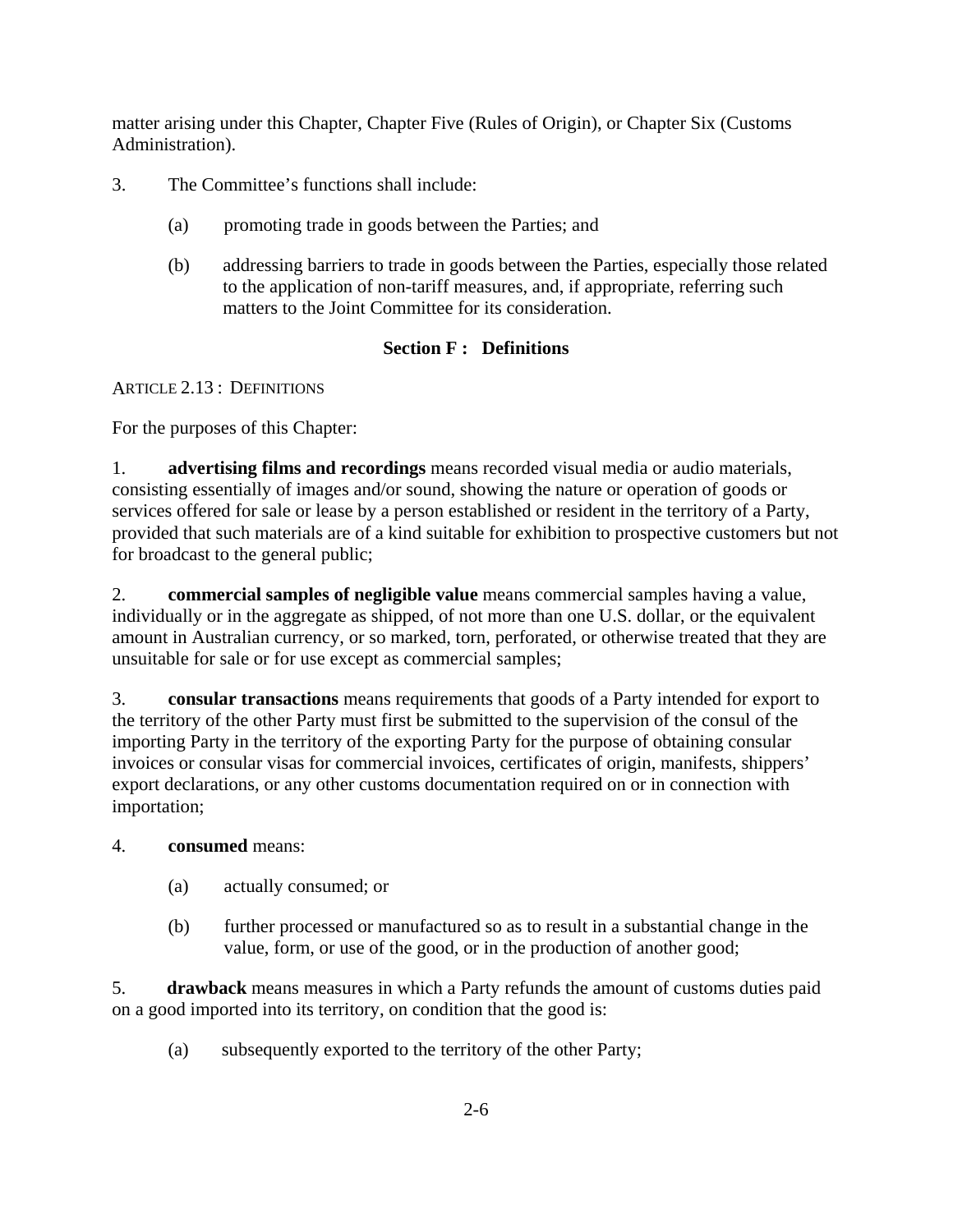matter arising under this Chapter, Chapter Five (Rules of Origin), or Chapter Six (Customs Administration).

3. The Committee's functions shall include:

   (a) promoting trade in goods between the Parties; and

   (b) addressing barriers to trade in goods between the Parties, especially those related to the application of non-tariff measures, and, if appropriate, referring such matters to the Joint Committee for its consideration.

## Section F : Definitions

ARTICLE 2.13 : DEFINITIONS

For the purposes of this Chapter:

1. **advertising films and recordings** means recorded visual media or audio materials, consisting essentially of images and/or sound, showing the nature or operation of goods or services offered for sale or lease by a person established or resident in the territory of a Party, provided that such materials are of a kind suitable for exhibition to prospective customers but not for broadcast to the general public;

2. **commercial samples of negligible value** means commercial samples having a value, individually or in the aggregate as shipped, of not more than one U.S. dollar, or the equivalent amount in Australian currency, or so marked, torn, perforated, or otherwise treated that they are unsuitable for sale or for use except as commercial samples;

3. **consular transactions** means requirements that goods of a Party intended for export to the territory of the other Party must first be submitted to the supervision of the consul of the importing Party in the territory of the exporting Party for the purpose of obtaining consular invoices or consular visas for commercial invoices, certificates of origin, manifests, shippers' export declarations, or any other customs documentation required on or in connection with importation;

4. **consumed** means:

   (a) actually consumed; or

   (b) further processed or manufactured so as to result in a substantial change in the value, form, or use of the good, or in the production of another good;

5. **drawback** means measures in which a Party refunds the amount of customs duties paid on a good imported into its territory, on condition that the good is:

   (a) subsequently exported to the territory of the other Party;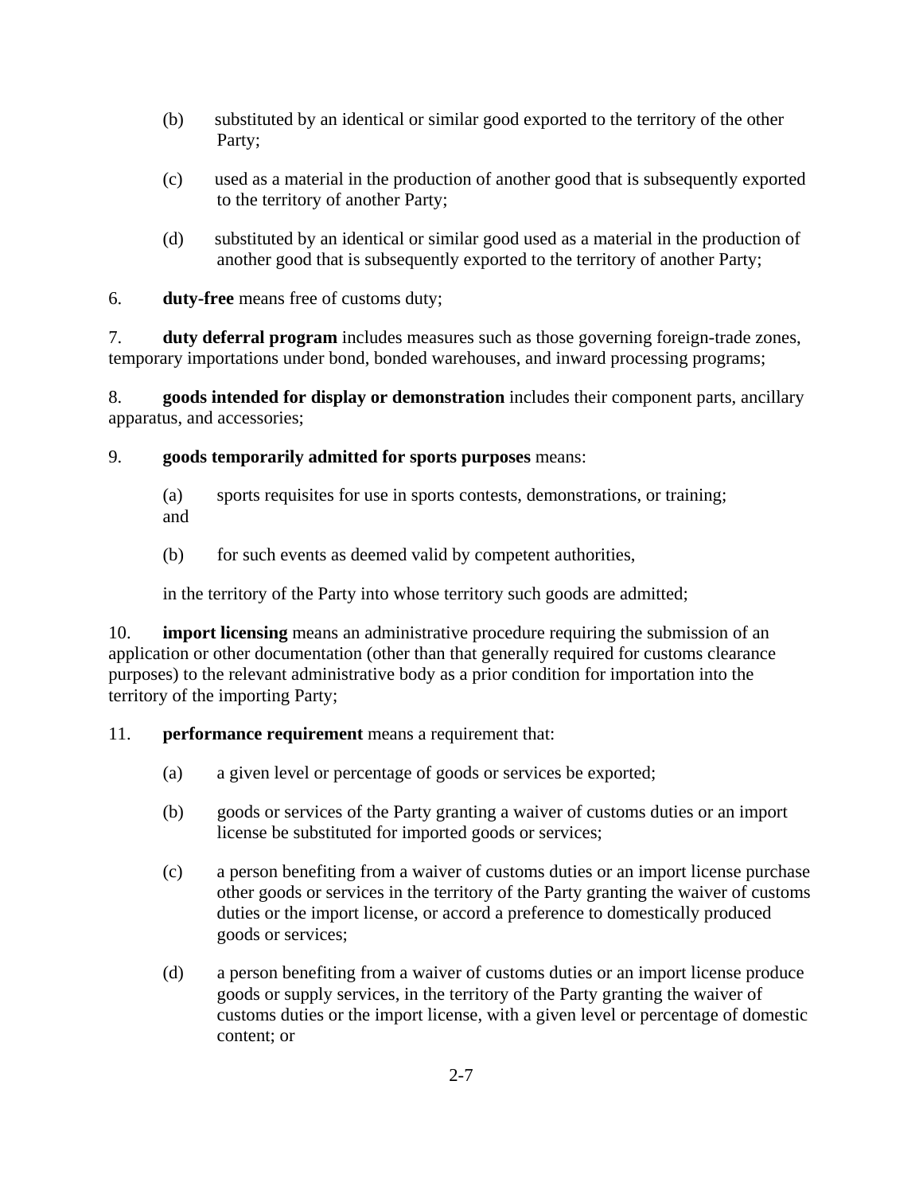(b) substituted by an identical or similar good exported to the territory of the other Party;

(c) used as a material in the production of another good that is subsequently exported to the territory of another Party;

(d) substituted by an identical or similar good used as a material in the production of another good that is subsequently exported to the territory of another Party;

6. **duty-free** means free of customs duty;

7. **duty deferral program** includes measures such as those governing foreign-trade zones, temporary importations under bond, bonded warehouses, and inward processing programs;

8. **goods intended for display or demonstration** includes their component parts, ancillary apparatus, and accessories;

9. **goods temporarily admitted for sports purposes** means:

(a) sports requisites for use in sports contests, demonstrations, or training; and

(b) for such events as deemed valid by competent authorities,

in the territory of the Party into whose territory such goods are admitted;

10. **import licensing** means an administrative procedure requiring the submission of an application or other documentation (other than that generally required for customs clearance purposes) to the relevant administrative body as a prior condition for importation into the territory of the importing Party;

11. **performance requirement** means a requirement that:

(a) a given level or percentage of goods or services be exported;

(b) goods or services of the Party granting a waiver of customs duties or an import license be substituted for imported goods or services;

(c) a person benefiting from a waiver of customs duties or an import license purchase other goods or services in the territory of the Party granting the waiver of customs duties or the import license, or accord a preference to domestically produced goods or services;

(d) a person benefiting from a waiver of customs duties or an import license produce goods or supply services, in the territory of the Party granting the waiver of customs duties or the import license, with a given level or percentage of domestic content; or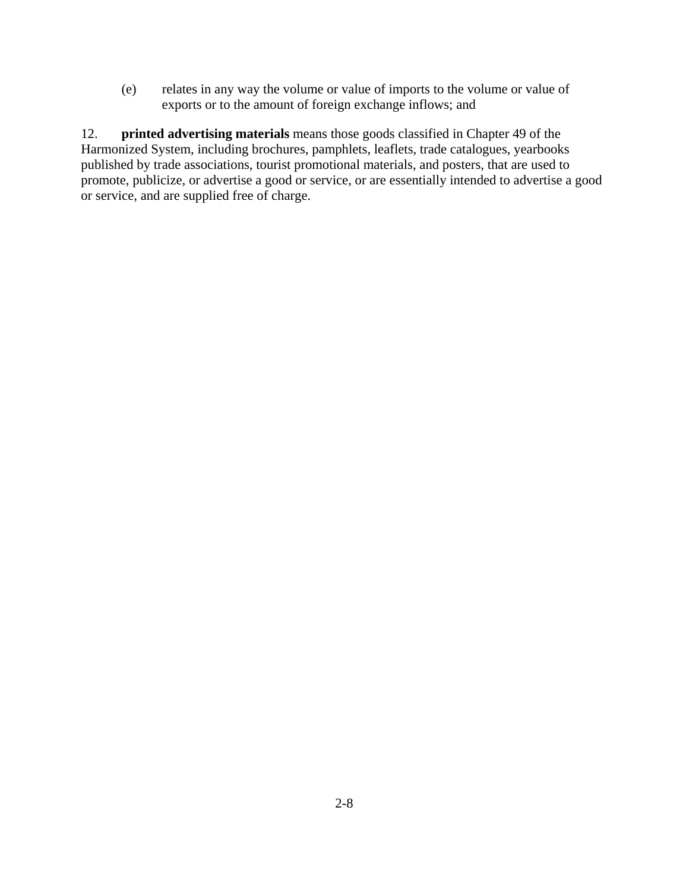(e) relates in any way the volume or value of imports to the volume or value of exports or to the amount of foreign exchange inflows; and

12. **printed advertising materials** means those goods classified in Chapter 49 of the Harmonized System, including brochures, pamphlets, leaflets, trade catalogues, yearbooks published by trade associations, tourist promotional materials, and posters, that are used to promote, publicize, or advertise a good or service, or are essentially intended to advertise a good or service, and are supplied free of charge.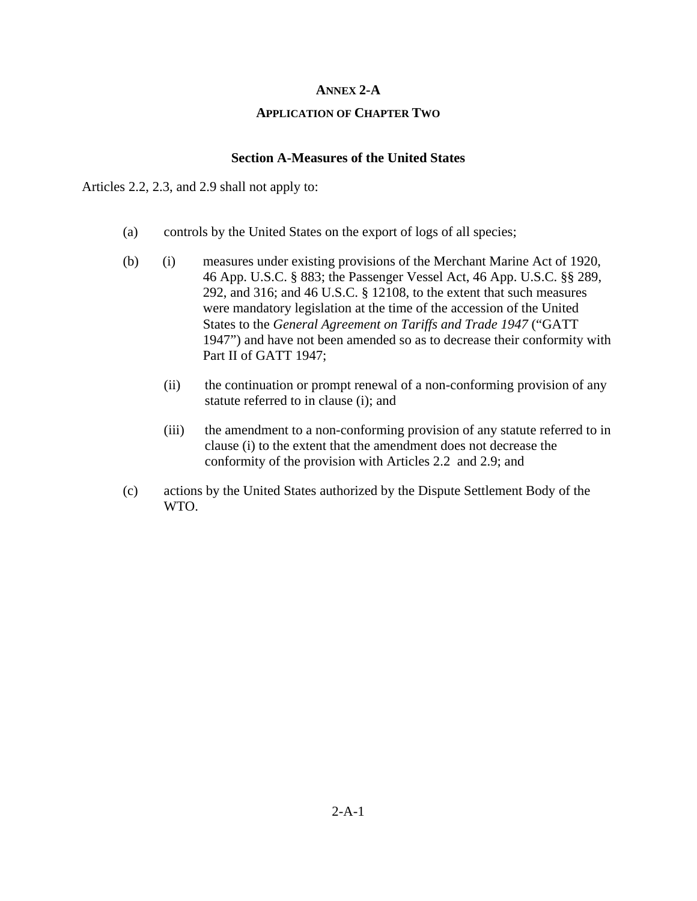# ANNEX 2-A

## APPLICATION OF CHAPTER TWO

### Section A-Measures of the United States

Articles 2.2, 2.3, and 2.9 shall not apply to:

(a) controls by the United States on the export of logs of all species;

(b) (i) measures under existing provisions of the Merchant Marine Act of 1920, 46 App. U.S.C. § 883; the Passenger Vessel Act, 46 App. U.S.C. §§ 289, 292, and 316; and 46 U.S.C. § 12108, to the extent that such measures were mandatory legislation at the time of the accession of the United States to the *General Agreement on Tariffs and Trade 1947* ("GATT 1947") and have not been amended so as to decrease their conformity with Part II of GATT 1947;

(ii) the continuation or prompt renewal of a non-conforming provision of any statute referred to in clause (i); and

(iii) the amendment to a non-conforming provision of any statute referred to in clause (i) to the extent that the amendment does not decrease the conformity of the provision with Articles 2.2 and 2.9; and

(c) actions by the United States authorized by the Dispute Settlement Body of the WTO.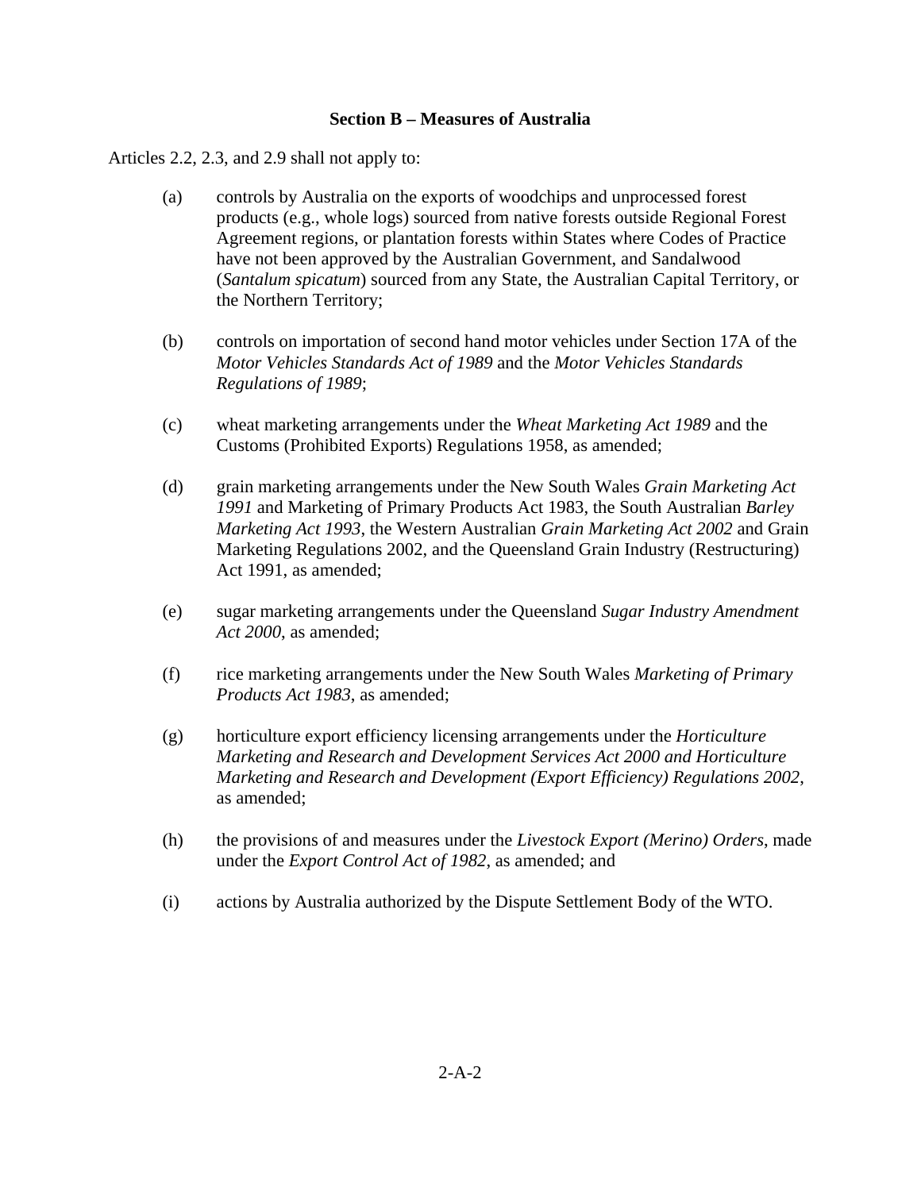## Section B – Measures of Australia

Articles 2.2, 2.3, and 2.9 shall not apply to:

(a) controls by Australia on the exports of woodchips and unprocessed forest products (e.g., whole logs) sourced from native forests outside Regional Forest Agreement regions, or plantation forests within States where Codes of Practice have not been approved by the Australian Government, and Sandalwood (*Santalum spicatum*) sourced from any State, the Australian Capital Territory, or the Northern Territory;

(b) controls on importation of second hand motor vehicles under Section 17A of the *Motor Vehicles Standards Act of 1989* and the *Motor Vehicles Standards Regulations of 1989*;

(c) wheat marketing arrangements under the *Wheat Marketing Act 1989* and the Customs (Prohibited Exports) Regulations 1958, as amended;

(d) grain marketing arrangements under the New South Wales *Grain Marketing Act 1991* and Marketing of Primary Products Act 1983, the South Australian *Barley Marketing Act 1993*, the Western Australian *Grain Marketing Act 2002* and Grain Marketing Regulations 2002, and the Queensland Grain Industry (Restructuring) Act 1991, as amended;

(e) sugar marketing arrangements under the Queensland *Sugar Industry Amendment Act 2000*, as amended;

(f) rice marketing arrangements under the New South Wales *Marketing of Primary Products Act 1983*, as amended;

(g) horticulture export efficiency licensing arrangements under the *Horticulture Marketing and Research and Development Services Act 2000 and Horticulture Marketing and Research and Development (Export Efficiency) Regulations 2002*, as amended;

(h) the provisions of and measures under the *Livestock Export (Merino) Orders*, made under the *Export Control Act of 1982*, as amended; and

(i) actions by Australia authorized by the Dispute Settlement Body of the WTO.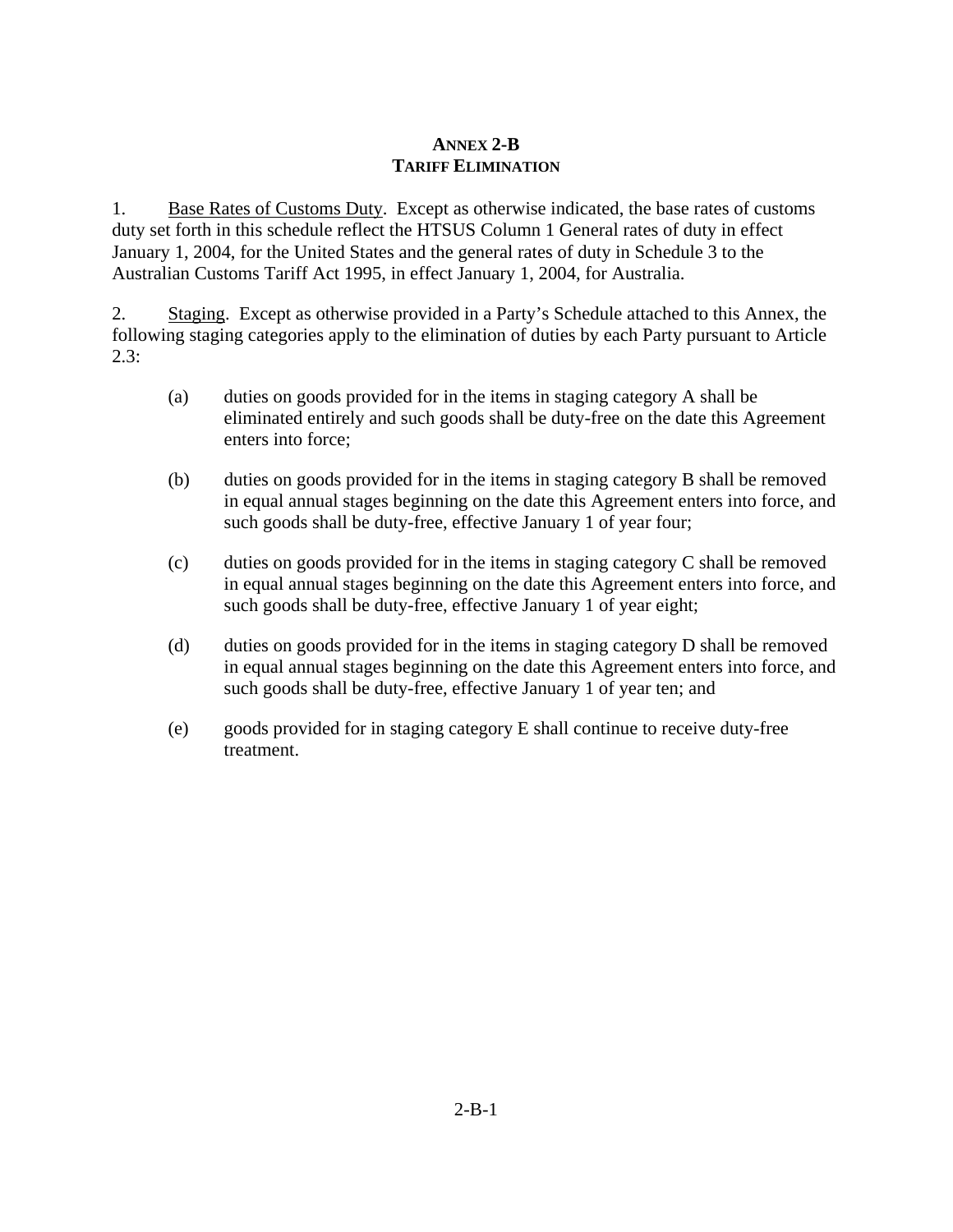# ANNEX 2-B
## TARIFF ELIMINATION

1. Base Rates of Customs Duty. Except as otherwise indicated, the base rates of customs duty set forth in this schedule reflect the HTSUS Column 1 General rates of duty in effect January 1, 2004, for the United States and the general rates of duty in Schedule 3 to the Australian Customs Tariff Act 1995, in effect January 1, 2004, for Australia.

2. Staging. Except as otherwise provided in a Party's Schedule attached to this Annex, the following staging categories apply to the elimination of duties by each Party pursuant to Article 2.3:

(a) duties on goods provided for in the items in staging category A shall be eliminated entirely and such goods shall be duty-free on the date this Agreement enters into force;

(b) duties on goods provided for in the items in staging category B shall be removed in equal annual stages beginning on the date this Agreement enters into force, and such goods shall be duty-free, effective January 1 of year four;

(c) duties on goods provided for in the items in staging category C shall be removed in equal annual stages beginning on the date this Agreement enters into force, and such goods shall be duty-free, effective January 1 of year eight;

(d) duties on goods provided for in the items in staging category D shall be removed in equal annual stages beginning on the date this Agreement enters into force, and such goods shall be duty-free, effective January 1 of year ten; and

(e) goods provided for in staging category E shall continue to receive duty-free treatment.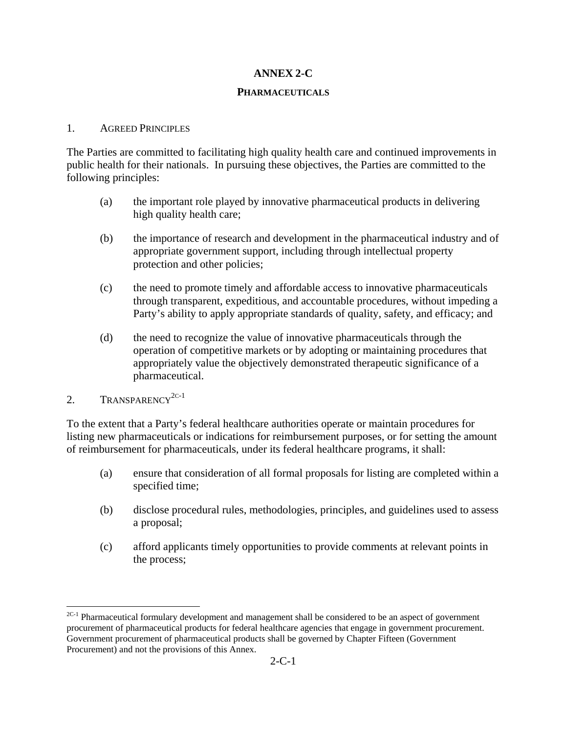# ANNEX 2-C

## PHARMACEUTICALS

### 1. AGREED PRINCIPLES

The Parties are committed to facilitating high quality health care and continued improvements in public health for their nationals. In pursuing these objectives, the Parties are committed to the following principles:

(a) the important role played by innovative pharmaceutical products in delivering high quality health care;

(b) the importance of research and development in the pharmaceutical industry and of appropriate government support, including through intellectual property protection and other policies;

(c) the need to promote timely and affordable access to innovative pharmaceuticals through transparent, expeditious, and accountable procedures, without impeding a Party's ability to apply appropriate standards of quality, safety, and efficacy; and

(d) the need to recognize the value of innovative pharmaceuticals through the operation of competitive markets or by adopting or maintaining procedures that appropriately value the objectively demonstrated therapeutic significance of a pharmaceutical.

### 2. TRANSPARENCY[2C-1]

To the extent that a Party's federal healthcare authorities operate or maintain procedures for listing new pharmaceuticals or indications for reimbursement purposes, or for setting the amount of reimbursement for pharmaceuticals, under its federal healthcare programs, it shall:

(a) ensure that consideration of all formal proposals for listing are completed within a specified time;

(b) disclose procedural rules, methodologies, principles, and guidelines used to assess a proposal;

(c) afford applicants timely opportunities to provide comments at relevant points in the process;

---

[2C-1] Pharmaceutical formulary development and management shall be considered to be an aspect of government procurement of pharmaceutical products for federal healthcare agencies that engage in government procurement. Government procurement of pharmaceutical products shall be governed by Chapter Fifteen (Government Procurement) and not the provisions of this Annex.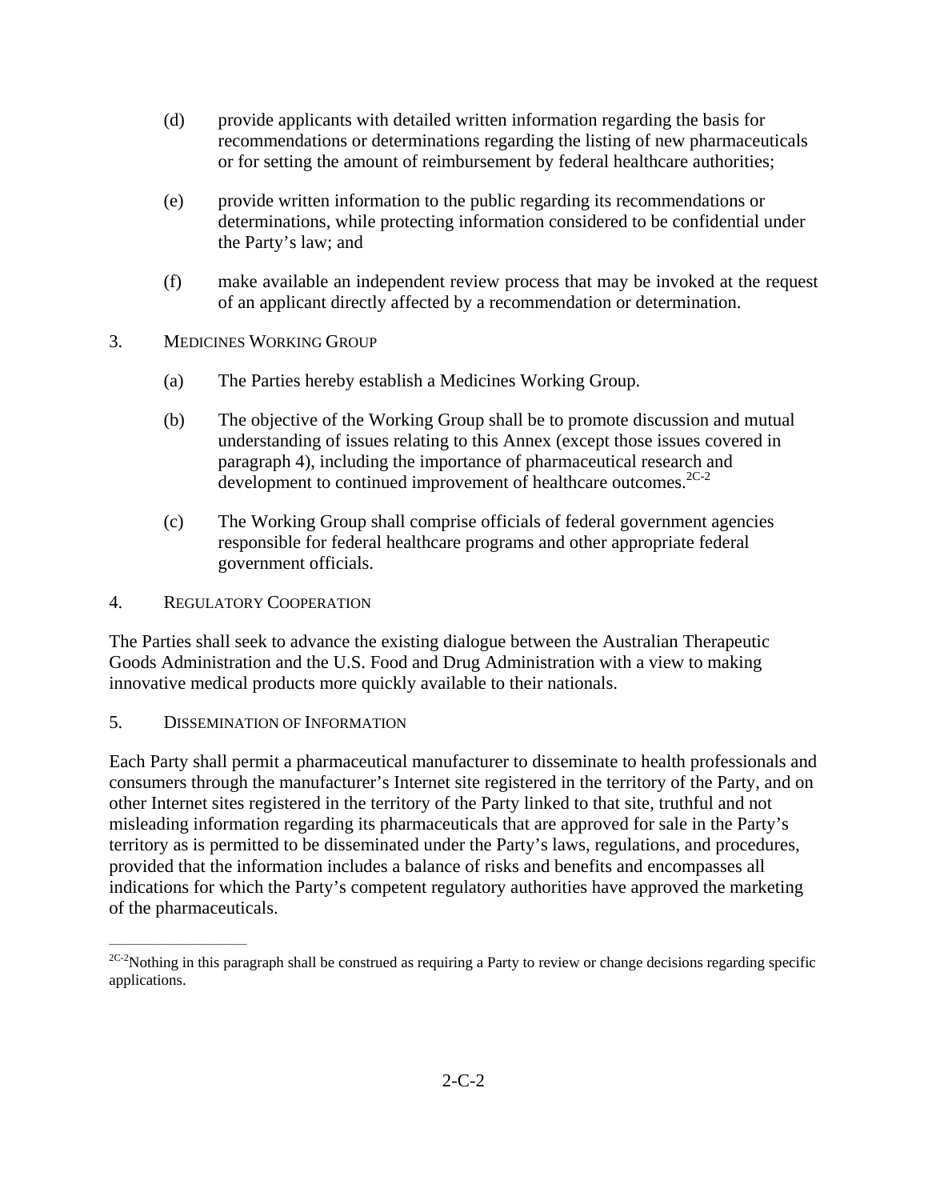(d) provide applicants with detailed written information regarding the basis for recommendations or determinations regarding the listing of new pharmaceuticals or for setting the amount of reimbursement by federal healthcare authorities;

(e) provide written information to the public regarding its recommendations or determinations, while protecting information considered to be confidential under the Party's law; and

(f) make available an independent review process that may be invoked at the request of an applicant directly affected by a recommendation or determination.

3. MEDICINES WORKING GROUP

(a) The Parties hereby establish a Medicines Working Group.

(b) The objective of the Working Group shall be to promote discussion and mutual understanding of issues relating to this Annex (except those issues covered in paragraph 4), including the importance of pharmaceutical research and development to continued improvement of healthcare outcomes.[2C-2]

(c) The Working Group shall comprise officials of federal government agencies responsible for federal healthcare programs and other appropriate federal government officials.

4. REGULATORY COOPERATION

The Parties shall seek to advance the existing dialogue between the Australian Therapeutic Goods Administration and the U.S. Food and Drug Administration with a view to making innovative medical products more quickly available to their nationals.

5. DISSEMINATION OF INFORMATION

Each Party shall permit a pharmaceutical manufacturer to disseminate to health professionals and consumers through the manufacturer's Internet site registered in the territory of the Party, and on other Internet sites registered in the territory of the Party linked to that site, truthful and not misleading information regarding its pharmaceuticals that are approved for sale in the Party's territory as is permitted to be disseminated under the Party's laws, regulations, and procedures, provided that the information includes a balance of risks and benefits and encompasses all indications for which the Party's competent regulatory authorities have approved the marketing of the pharmaceuticals.

---

[2C-2] Nothing in this paragraph shall be construed as requiring a Party to review or change decisions regarding specific applications.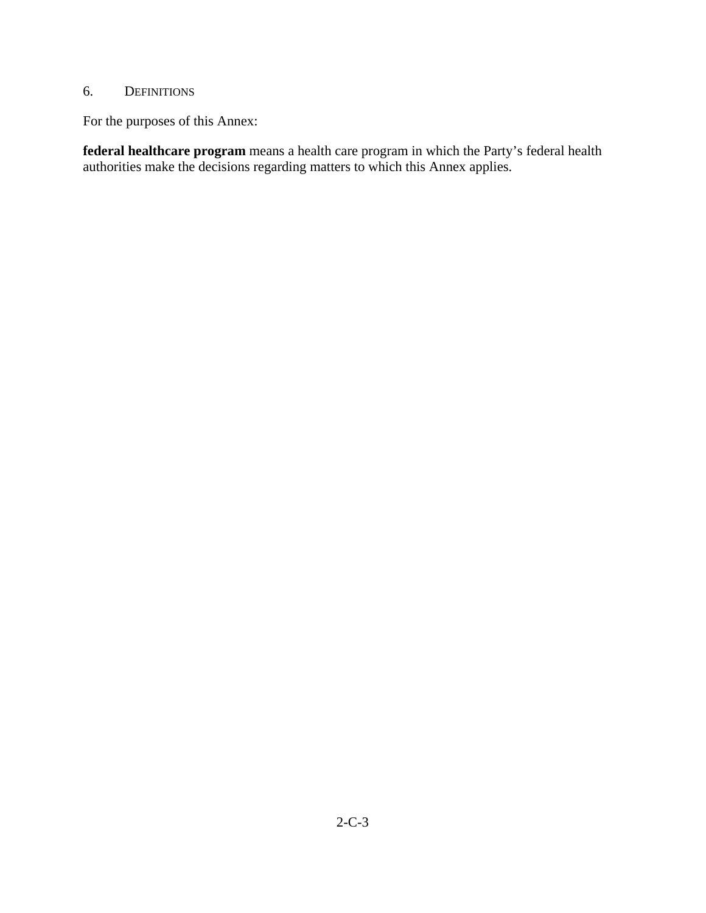## 6. DEFINITIONS

For the purposes of this Annex:

**federal healthcare program** means a health care program in which the Party's federal health authorities make the decisions regarding matters to which this Annex applies.